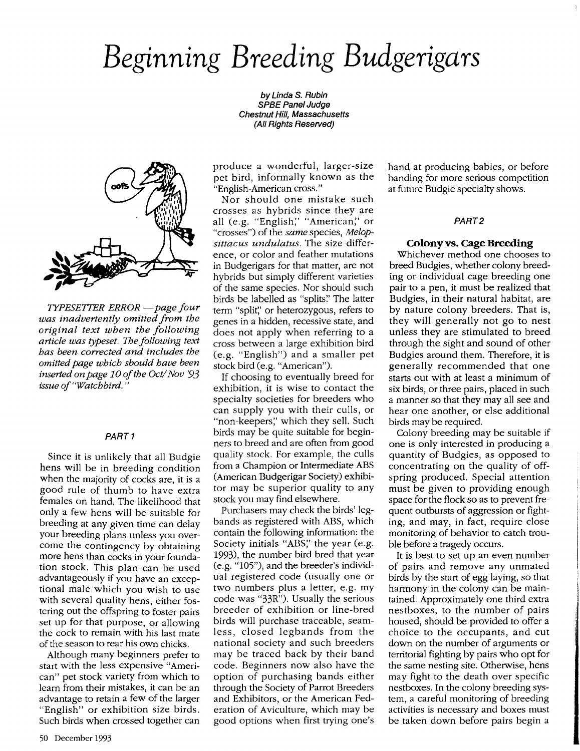# Beginning Breeding Budgerigars

*by Linda S. Rubin*
*SPBE Panel Judge*
*Chestnut Hill, Massachusetts*
*(All Rights Reserved)*

*TYPESETTER ERROR —page four was inadvertently omitted from the original text when the following article was typeset. The following text has been corrected and includes the omitted page which should have been inserted on page 10 of the Oct/Nov '93 issue of "Watchbird."*

#### PART 1

Since it is unlikely that all Budgie hens will be in breeding condition when the majority of cocks are, it is a good rule of thumb to have extra females on hand. The likelihood that only a few hens will be suitable for breeding at any given time can delay your breeding plans unless you overcome the contingency by obtaining more hens than cocks in your foundation stock. This plan can be used advantageously if you have an exceptional male which you wish to use with several quality hens, either fostering out the offspring to foster pairs set up for that purpose, or allowing the cock to remain with his last mate of the season to rear his own chicks.

Although many beginners prefer to start with the less expensive "American" pet stock variety from which to learn from their mistakes, it can be an advantage to retain a few of the larger "English" or exhibition size birds. Such birds when crossed together can produce a wonderful, larger-size pet bird, informally known as the "English-American cross."

Nor should one mistake such crosses as hybrids since they are all (e.g. "English," "American," or "crosses") of the *same* species, *Melopsittacus undulatus*. The size difference, or color and feather mutations in Budgerigars for that matter, are not hybrids but simply different varieties of the same species. Nor should such birds be labelled as "splits." The latter term "split," or heterozygous, refers to genes in a hidden, recessive state, and does not apply when referring to a cross between a large exhibition bird (e.g. "English") and a smaller pet stock bird (e.g. "American").

If choosing to eventually breed for exhibition, it is wise to contact the specialty societies for breeders who can supply you with their culls, or "non-keepers," which they sell. Such birds may be quite suitable for beginners to breed and are often from good quality stock. For example, the culls from a Champion or Intermediate ABS (American Budgerigar Society) exhibitor may be superior quality to any stock you may find elsewhere.

Purchasers may check the birds' legbands as registered with ABS, which contain the following information: the Society initials "ABS," the year (e.g. 1993), the number bird bred that year (e.g. "105"), and the breeder's individual registered code (usually one or two numbers plus a letter, e.g. my code was "33R"). Usually the serious breeder of exhibition or line-bred birds will purchase traceable, seamless, closed legbands from the national society and such breeders may be traced back by their band code. Beginners now also have the option of purchasing bands either through the Society of Parrot Breeders and Exhibitors, or the American Federation of Aviculture, which may be good options when first trying one's hand at producing babies, or before banding for more serious competition at future Budgie specialty shows.

#### PART 2

### Colony vs. Cage Breeding

Whichever method one chooses to breed Budgies, whether colony breeding or individual cage breeding one pair to a pen, it must be realized that Budgies, in their natural habitat, are by nature colony breeders. That is, they will generally not go to nest unless they are stimulated to breed through the sight and sound of other Budgies around them. Therefore, it is generally recommended that one starts out with at least a minimum of six birds, or three pairs, placed in such a manner so that they may all see and hear one another, or else additional birds may be required.

Colony breeding may be suitable if one is only interested in producing a quantity of Budgies, as opposed to concentrating on the quality of offspring produced. Special attention must be given to providing enough space for the flock so as to prevent frequent outbursts of aggression or fighting, and may, in fact, require close monitoring of behavior to catch trouble before a tragedy occurs.

It is best to set up an even number of pairs and remove any unmated birds by the start of egg laying, so that harmony in the colony can be maintained. Approximately one third extra nestboxes, to the number of pairs housed, should be provided to offer a choice to the occupants, and cut down on the number of arguments or territorial fighting by pairs who opt for the same nesting site. Otherwise, hens may fight to the death over specific nestboxes. In the colony breeding system, a careful monitoring of breeding activities is necessary and boxes must be taken down before pairs begin a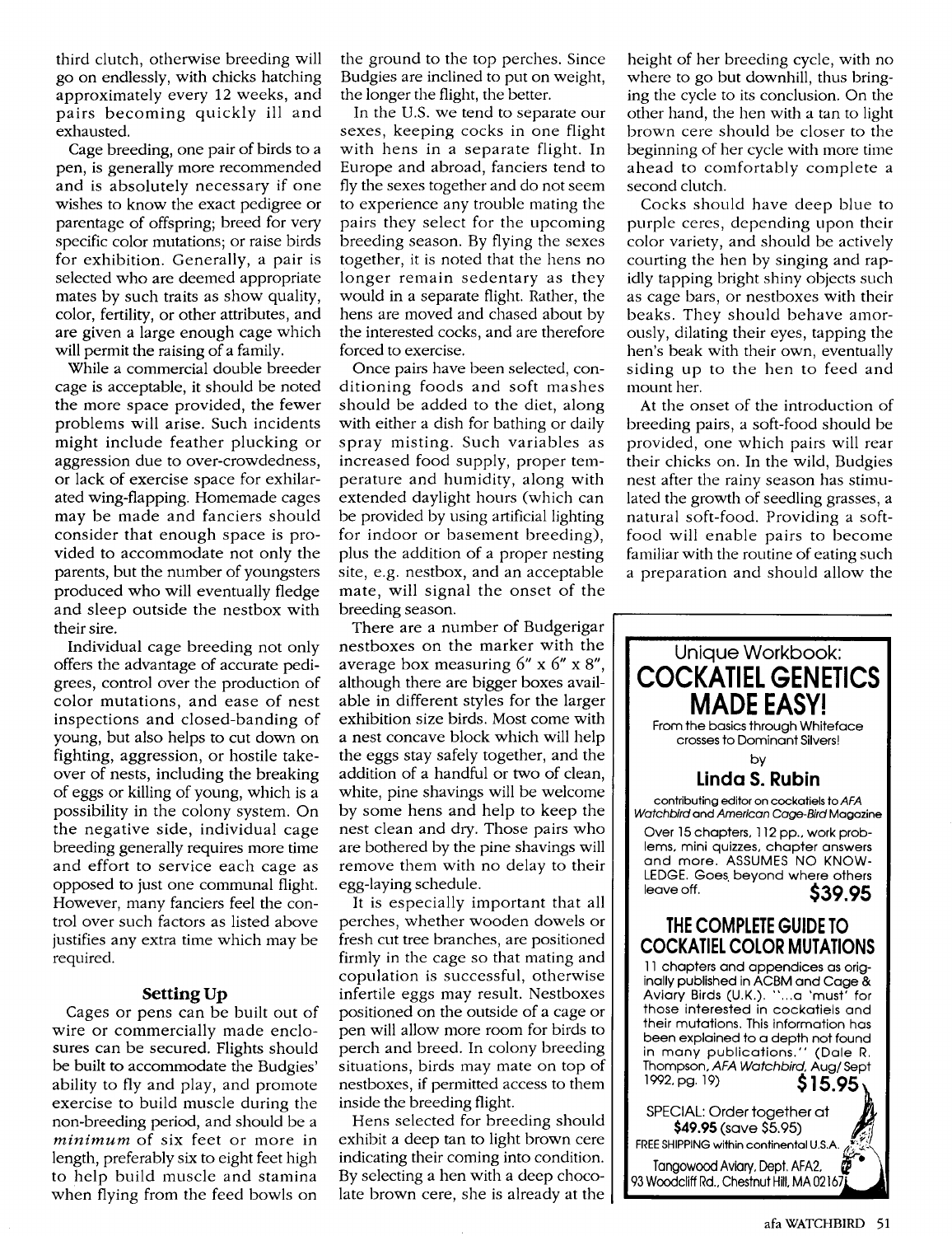third clutch, otherwise breeding will go on endlessly, with chicks hatching approximately every 12 weeks, and pairs becoming quickly ill and exhausted.

Cage breeding, one pair of birds to a pen, is generally more recommended and is absolutely necessary if one wishes to know the exact pedigree or parentage of offspring; breed for very specific color mutations; or raise birds for exhibition. Generally, a pair is selected who are deemed appropriate mates by such traits as show quality, color, fertility, or other attributes, and are given a large enough cage which will permit the raising of a family.

While a commercial double breeder cage is acceptable, it should be noted the more space provided, the fewer problems will arise. Such incidents might include feather plucking or aggression due to over-crowdedness, or lack of exercise space for exhilarated wing-flapping. Homemade cages may be made and fanciers should consider that enough space is provided to accommodate not only the parents, but the number of youngsters produced who will eventually fledge and sleep outside the nestbox with their sire.

Individual cage breeding not only offers the advantage of accurate pedigrees, control over the production of color mutations, and ease of nest inspections and closed-banding of young, but also helps to cut down on fighting, aggression, or hostile takeover of nests, including the breaking of eggs or killing of young, which is a possibility in the colony system. On the negative side, individual cage breeding generally requires more time and effort to service each cage as opposed to just one communal flight. However, many fanciers feel the control over such factors as listed above justifies any extra time which may be required.

### Setting Up

Cages or pens can be built out of wire or commercially made enclosures can be secured. Flights should be built to accommodate the Budgies' ability to fly and play, and promote exercise to build muscle during the non-breeding period, and should be a *minimum* of six feet or more in length, preferably six to eight feet high to help build muscle and stamina when flying from the feed bowls on the ground to the top perches. Since Budgies are inclined to put on weight, the longer the flight, the better.

In the U.S. we tend to separate our sexes, keeping cocks in one flight with hens in a separate flight. In Europe and abroad, fanciers tend to fly the sexes together and do not seem to experience any trouble mating the pairs they select for the upcoming breeding season. By flying the sexes together, it is noted that the hens no longer remain sedentary as they would in a separate flight. Rather, the hens are moved and chased about by the interested cocks, and are therefore forced to exercise.

Once pairs have been selected, conditioning foods and soft mashes should be added to the diet, along with either a dish for bathing or daily spray misting. Such variables as increased food supply, proper temperature and humidity, along with extended daylight hours (which can be provided by using artificial lighting for indoor or basement breeding), plus the addition of a proper nesting site, e.g. nestbox, and an acceptable mate, will signal the onset of the breeding season.

There are a number of Budgerigar nestboxes on the marker with the average box measuring 6" x 6" x 8", although there are bigger boxes available in different styles for the larger exhibition size birds. Most come with a nest concave block which will help the eggs stay safely together, and the addition of a handful or two of clean, white, pine shavings will be welcome by some hens and help to keep the nest clean and dry. Those pairs who are bothered by the pine shavings will remove them with no delay to their egg-laying schedule.

It is especially important that all perches, whether wooden dowels or fresh cut tree branches, are positioned firmly in the cage so that mating and copulation is successful, otherwise infertile eggs may result. Nestboxes positioned on the outside of a cage or pen will allow more room for birds to perch and breed. In colony breeding situations, birds may mate on top of nestboxes, if permitted access to them inside the breeding flight.

Hens selected for breeding should exhibit a deep tan to light brown cere indicating their coming into condition. By selecting a hen with a deep chocolate brown cere, she is already at the height of her breeding cycle, with no where to go but downhill, thus bringing the cycle to its conclusion. On the other hand, the hen with a tan to light brown cere should be closer to the beginning of her cycle with more time ahead to comfortably complete a second clutch.

Cocks should have deep blue to purple ceres, depending upon their color variety, and should be actively courting the hen by singing and rapidly tapping bright shiny objects such as cage bars, or nestboxes with their beaks. They should behave amorously, dilating their eyes, tapping the hen's beak with their own, eventually siding up to the hen to feed and mount her.

At the onset of the introduction of breeding pairs, a soft-food should be provided, one which pairs will rear their chicks on. In the wild, Budgies nest after the rainy season has stimulated the growth of seedling grasses, a natural soft-food. Providing a soft-food will enable pairs to become familiar with the routine of eating such a preparation and should allow the

---

Unique Workbook:

**COCKATIEL GENETICS MADE EASY!**

From the basics through Whiteface crosses to Dominant Silvers!

by

**Linda S. Rubin**

contributing editor on cockatiels to *AFA Watchbird* and *American Cage-Bird Magazine*

Over 15 chapters, 112 pp., work problems, mini quizzes, chapter answers and more. ASSUMES NO KNOWLEDGE. Goes beyond where others leave off. **$39.95**

**THE COMPLETE GUIDE TO COCKATIEL COLOR MUTATIONS**

11 chapters and appendices as originally published in ACBM and Cage & Aviary Birds (U.K.). "...a 'must' for those interested in cockatiels and their mutations. This information has been explained to a depth not found in many publications." (Dale R. Thompson, *AFA Watchbird*, Aug/Sept 1992, pg. 19) **$15.95**

SPECIAL: Order together at **$49.95** (save $5.95)

FREE SHIPPING within continental U.S.A.

Tangowood Aviary, Dept. AFA2, 93 Woodcliff Rd., Chestnut Hill, MA 02167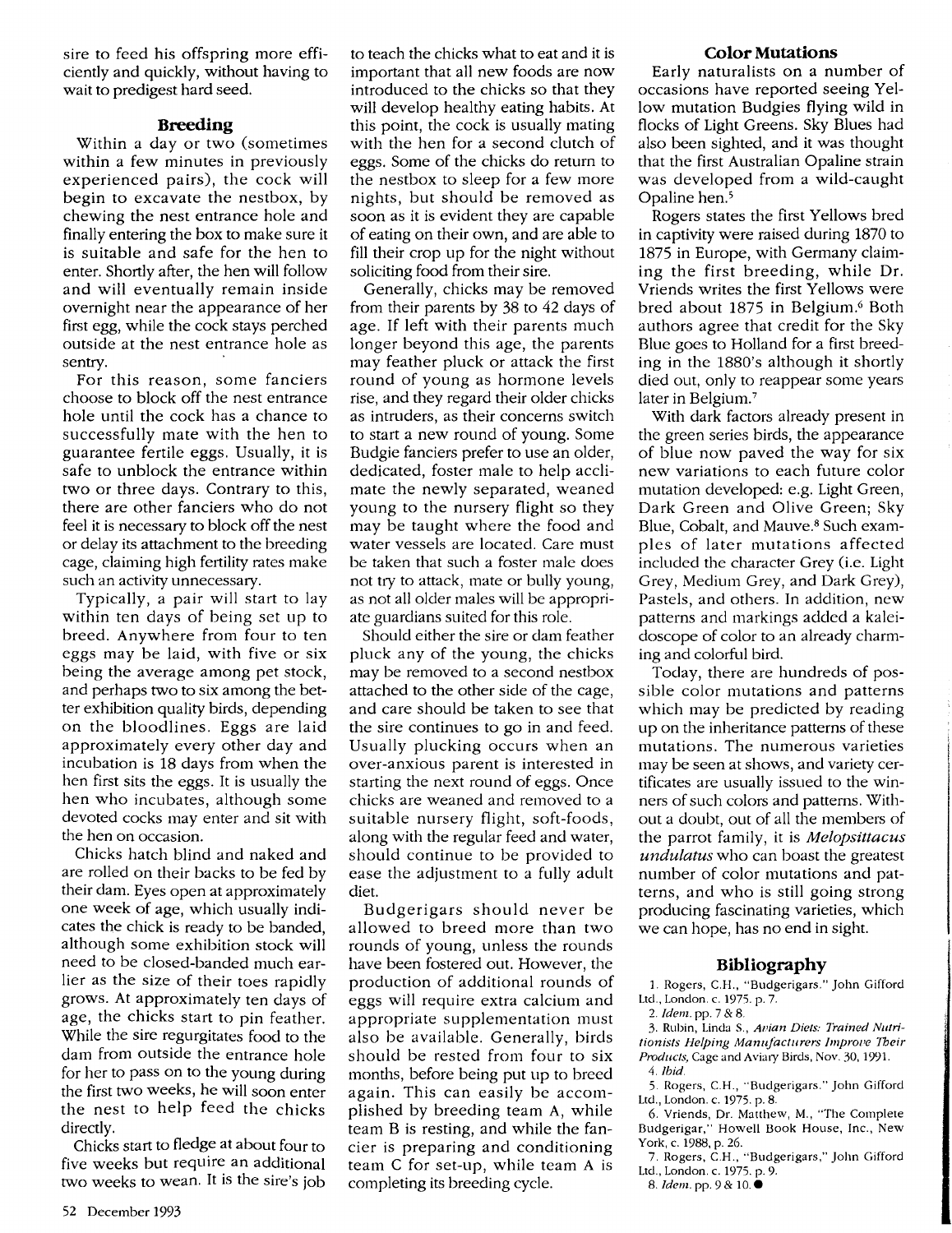sire to feed his offspring more efficiently and quickly, without having to wait to predigest hard seed.

### Breeding

Within a day or two (sometimes within a few minutes in previously experienced pairs), the cock will begin to excavate the nestbox, by chewing the nest entrance hole and finally entering the box to make sure it is suitable and safe for the hen to enter. Shortly after, the hen will follow and will eventually remain inside overnight near the appearance of her first egg, while the cock stays perched outside at the nest entrance hole as sentry.

For this reason, some fanciers choose to block off the nest entrance hole until the cock has a chance to successfully mate with the hen to guarantee fertile eggs. Usually, it is safe to unblock the entrance within two or three days. Contrary to this, there are other fanciers who do not feel it is necessary to block off the nest or delay its attachment to the breeding cage, claiming high fertility rates make such an activity unnecessary.

Typically, a pair will start to lay within ten days of being set up to breed. Anywhere from four to ten eggs may be laid, with five or six being the average among pet stock, and perhaps two to six among the better exhibition quality birds, depending on the bloodlines. Eggs are laid approximately every other day and incubation is 18 days from when the hen first sits the eggs. It is usually the hen who incubates, although some devoted cocks may enter and sit with the hen on occasion.

Chicks hatch blind and naked and are rolled on their backs to be fed by their dam. Eyes open at approximately one week of age, which usually indicates the chick is ready to be banded, although some exhibition stock will need to be closed-banded much earlier as the size of their toes rapidly grows. At approximately ten days of age, the chicks start to pin feather. While the sire regurgitates food to the dam from outside the entrance hole for her to pass on to the young during the first two weeks, he will soon enter the nest to help feed the chicks directly.

Chicks start to fledge at about four to five weeks but require an additional two weeks to wean. It is the sire's job to teach the chicks what to eat and it is important that all new foods are now introduced to the chicks so that they will develop healthy eating habits. At this point, the cock is usually mating with the hen for a second clutch of eggs. Some of the chicks do return to the nestbox to sleep for a few more nights, but should be removed as soon as it is evident they are capable of eating on their own, and are able to fill their crop up for the night without soliciting food from their sire.

Generally, chicks may be removed from their parents by 38 to 42 days of age. If left with their parents much longer beyond this age, the parents may feather pluck or attack the first round of young as hormone levels rise, and they regard their older chicks as intruders, as their concerns switch to start a new round of young. Some Budgie fanciers prefer to use an older, dedicated, foster male to help acclimate the newly separated, weaned young to the nursery flight so they may be taught where the food and water vessels are located. Care must be taken that such a foster male does not try to attack, mate or bully young, as not all older males will be appropriate guardians suited for this role.

Should either the sire or dam feather pluck any of the young, the chicks may be removed to a second nestbox attached to the other side of the cage, and care should be taken to see that the sire continues to go in and feed. Usually plucking occurs when an over-anxious parent is interested in starting the next round of eggs. Once chicks are weaned and removed to a suitable nursery flight, soft-foods, along with the regular feed and water, should continue to be provided to ease the adjustment to a fully adult diet.

Budgerigars should never be allowed to breed more than two rounds of young, unless the rounds have been fostered out. However, the production of additional rounds of eggs will require extra calcium and appropriate supplementation must also be available. Generally, birds should be rested from four to six months, before being put up to breed again. This can easily be accomplished by breeding team A, while team B is resting, and while the fancier is preparing and conditioning team C for set-up, while team A is completing its breeding cycle.

### Color Mutations

Early naturalists on a number of occasions have reported seeing Yellow mutation Budgies flying wild in flocks of Light Greens. Sky Blues had also been sighted, and it was thought that the first Australian Opaline strain was developed from a wild-caught Opaline hen.[5]

Rogers states the first Yellows bred in captivity were raised during 1870 to 1875 in Europe, with Germany claiming the first breeding, while Dr. Vriends writes the first Yellows were bred about 1875 in Belgium.[6] Both authors agree that credit for the Sky Blue goes to Holland for a first breeding in the 1880's although it shortly died out, only to reappear some years later in Belgium.[7]

With dark factors already present in the green series birds, the appearance of blue now paved the way for six new variations to each future color mutation developed: e.g. Light Green, Dark Green and Olive Green; Sky Blue, Cobalt, and Mauve.[8] Such examples of later mutations affected included the character Grey (i.e. Light Grey, Medium Grey, and Dark Grey), Pastels, and others. In addition, new patterns and markings added a kaleidoscope of color to an already charming and colorful bird.

Today, there are hundreds of possible color mutations and patterns which may be predicted by reading up on the inheritance patterns of these mutations. The numerous varieties may be seen at shows, and variety certificates are usually issued to the winners of such colors and patterns. Without a doubt, out of all the members of the parrot family, it is *Melopsittacus undulatus* who can boast the greatest number of color mutations and patterns, and who is still going strong producing fascinating varieties, which we can hope, has no end in sight.

### Bibliography

1. Rogers, C.H., "Budgerigars." John Gifford Ltd., London. c. 1975. p. 7.
2. *Idem*. pp. 7 & 8.
3. Rubin, Linda S., *Avian Diets: Trained Nutritionists Helping Manufacturers Improve Their Products*, Cage and Aviary Birds, Nov. 30, 1991.
4. *Ibid*.
5. Rogers, C.H., "Budgerigars." John Gifford Ltd., London. c. 1975. p. 8.
6. Vriends, Dr. Matthew, M., "The Complete Budgerigar," Howell Book House, Inc., New York, c. 1988, p. 26.
7. Rogers, C.H., "Budgerigars," John Gifford Ltd., London. c. 1975. p. 9.
8. *Idem*. pp. 9 & 10. ●